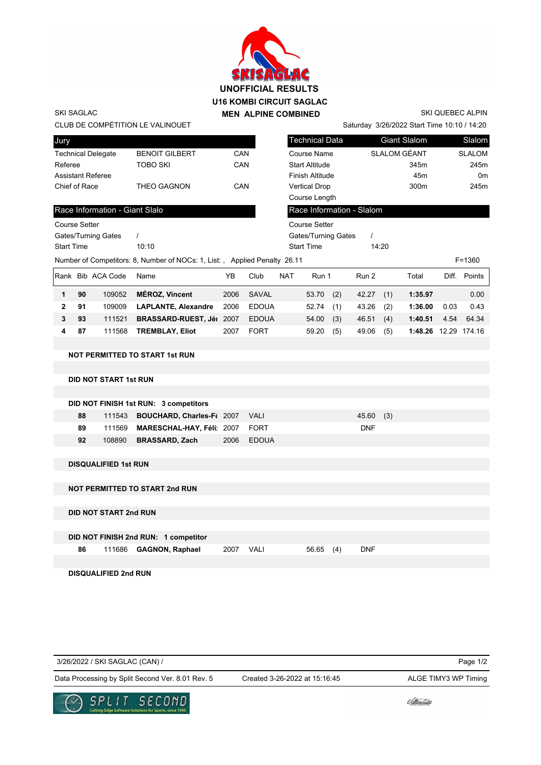# UNOFFICIAL RESULTS

## U16 KOMBI CIRCUIT SAGLAC

## MEN ALPINE COMBINED

SKI SAGLAC
CLUB DE COMPÉTITION LE VALINOUET

SKI QUEBEC ALPIN
Saturday 3/26/2022 Start Time 10:10 / 14:20

| Jury | | |
|---|---|---|
| Technical Delegate | BENOIT GILBERT | CAN |
| Referee | TOBO SKI | CAN |
| Assistant Referee | | |
| Chief of Race | THEO GAGNON | CAN |

| Technical Data | Giant Slalom | Slalom |
|---|---|---|
| Course Name | SLALOM GÉANT | SLALOM |
| Start Altitude | 345m | 245m |
| Finish Altitude | 45m | 0m |
| Vertical Drop | 300m | 245m |
| Course Length | | |

| Race Information - Giant Slalo | |
|---|---|
| Course Setter | |
| Gates/Turning Gates | / |
| Start Time | 10:10 |

| Race Information - Slalom | |
|---|---|
| Course Setter | |
| Gates/Turning Gates | / |
| Start Time | 14:20 |

Number of Competitors: 8, Number of NOCs: 1, List: , Applied Penalty 26.11 F=1360

| Rank | Bib | ACA Code | Name | YB | Club | NAT | Run 1 | | Run 2 | | Total | Diff. | Points |
|---|---|---|---|---|---|---|---|---|---|---|---|---|---|
| **1** | **90** | 109052 | **MÉROZ, Vincent** | 2006 | SAVAL | | 53.70 | (2) | 42.27 | (1) | **1:35.97** | | 0.00 |
| **2** | **91** | 109009 | **LAPLANTE, Alexandre** | 2006 | EDOUA | | 52.74 | (1) | 43.26 | (2) | **1:36.00** | 0.03 | 0.43 |
| **3** | **93** | 111521 | **BRASSARD-RUEST, Jé** | 2007 | EDOUA | | 54.00 | (3) | 46.51 | (4) | **1:40.51** | 4.54 | 64.34 |
| **4** | **87** | 111568 | **TREMBLAY, Eliot** | 2007 | FORT | | 59.20 | (5) | 49.06 | (5) | **1:48.26** | 12.29 | 174.16 |

**NOT PERMITTED TO START 1st RUN**

**DID NOT START 1st RUN**

**DID NOT FINISH 1st RUN: 3 competitors**

| Bib | ACA Code | Name | YB | Club | Run 1 | | Run 2 | |
|---|---|---|---|---|---|---|---|---|
| **88** | 111543 | **BOUCHARD, Charles-Fé** | 2007 | VALI | | | 45.60 | (3) |
| **89** | 111569 | **MARESCHAL-HAY, Féli** | 2007 | FORT | | | DNF | |
| **92** | 108890 | **BRASSARD, Zach** | 2006 | EDOUA | | | | |

**DISQUALIFIED 1st RUN**

**NOT PERMITTED TO START 2nd RUN**

**DID NOT START 2nd RUN**

**DID NOT FINISH 2nd RUN: 1 competitor**

| Bib | ACA Code | Name | YB | Club | Run 1 | | Run 2 |
|---|---|---|---|---|---|---|---|
| **86** | 111686 | **GAGNON, Raphael** | 2007 | VALI | 56.65 | (4) | DNF |

**DISQUALIFIED 2nd RUN**

3/26/2022 / SKI SAGLAC (CAN) /

Data Processing by Split Second Ver. 8.01 Rev. 5 Created 3-26-2022 at 15:16:45 ALGE TIMY3 WP Timing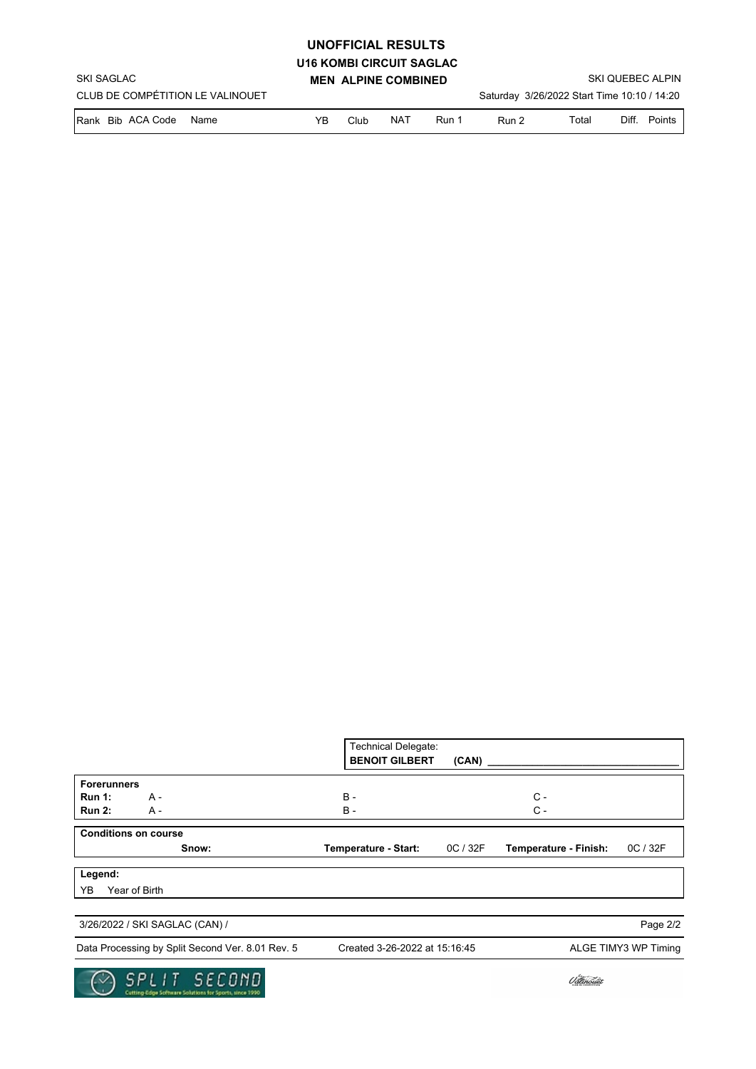# UNOFFICIAL RESULTS

## U16 KOMBI CIRCUIT SAGLAC

### MEN ALPINE COMBINED

SKI SAGLAC

CLUB DE COMPÉTITION LE VALINOUET

SKI QUEBEC ALPIN

Saturday 3/26/2022 Start Time 10:10 / 14:20

| Rank | Bib | ACA Code | Name | YB | Club | NAT | Run 1 | Run 2 | Total | Diff. | Points |
|---|---|---|---|---|---|---|---|---|---|---|---|

Technical Delegate:
**BENOIT GILBERT** **(CAN)** ________________________________

| **Forerunners** | | | |
|---|---|---|---|
| **Run 1:** | A - | B - | C - |
| **Run 2:** | A - | B - | C - |

| **Conditions on course** | | | | |
|---|---|---|---|---|
| **Snow:** | **Temperature - Start:** | 0C / 32F | **Temperature - Finish:** | 0C / 32F |

**Legend:**

YB Year of Birth

3/26/2022 / SKI SAGLAC (CAN) /

Data Processing by Split Second Ver. 8.01 Rev. 5 Created 3-26-2022 at 15:16:45 ALGE TIMY3 WP Timing